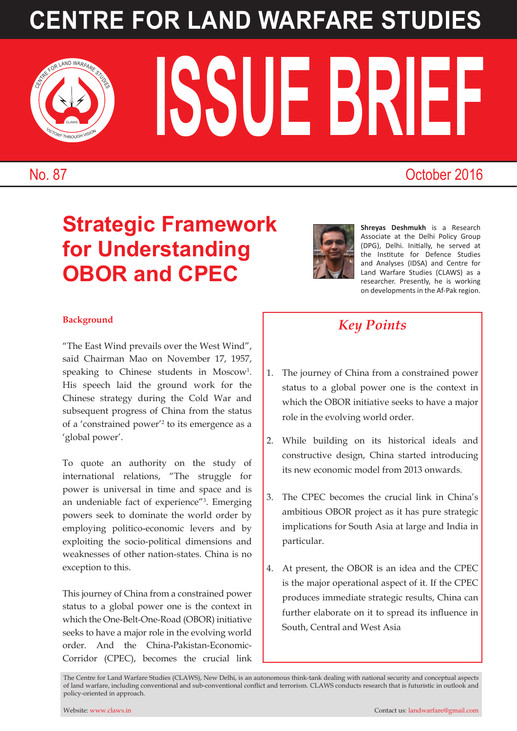# CENTRE FOR LAND WARFARE STUDIES

# ISSUE BRIEF

No. 87 | October 2016

## Strategic Framework for Understanding OBOR and CPEC

**Shreyas Deshmukh** is a Research Associate at the Delhi Policy Group (DPG), Delhi. Initially, he served at the Institute for Defence Studies and Analyses (IDSA) and Centre for Land Warfare Studies (CLAWS) as a researcher. Presently, he is working on developments in the Af-Pak region.

### Key Points

1. The journey of China from a constrained power status to a global power one is the context in which the OBOR initiative seeks to have a major role in the evolving world order.
2. While building on its historical ideals and constructive design, China started introducing its new economic model from 2013 onwards.
3. The CPEC becomes the crucial link in China's ambitious OBOR project as it has pure strategic implications for South Asia at large and India in particular.
4. At present, the OBOR is an idea and the CPEC is the major operational aspect of it. If the CPEC produces immediate strategic results, China can further elaborate on it to spread its influence in South, Central and West Asia

### Background

"The East Wind prevails over the West Wind", said Chairman Mao on November 17, 1957, speaking to Chinese students in Moscow[1]. His speech laid the ground work for the Chinese strategy during the Cold War and subsequent progress of China from the status of a 'constrained power'[2] to its emergence as a 'global power'.

To quote an authority on the study of international relations, "The struggle for power is universal in time and space and is an undeniable fact of experience"[3]. Emerging powers seek to dominate the world order by employing politico-economic levers and by exploiting the socio-political dimensions and weaknesses of other nation-states. China is no exception to this.

This journey of China from a constrained power status to a global power one is the context in which the One-Belt-One-Road (OBOR) initiative seeks to have a major role in the evolving world order. And the China-Pakistan-Economic-Corridor (CPEC), becomes the crucial link

The Centre for Land Warfare Studies (CLAWS), New Delhi, is an autonomous think-tank dealing with national security and conceptual aspects of land warfare, including conventional and sub-conventional conflict and terrorism. CLAWS conducts research that is futuristic in outlook and policy-oriented in approach.

Website: www.claws.in | Contact us: landwarfare@gmail.com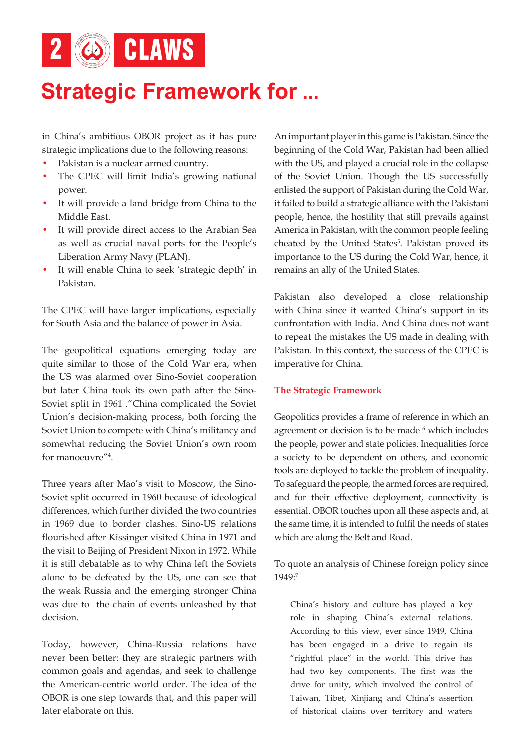in China's ambitious OBOR project as it has pure strategic implications due to the following reasons:

- Pakistan is a nuclear armed country.
- The CPEC will limit India's growing national power.
- It will provide a land bridge from China to the Middle East.
- It will provide direct access to the Arabian Sea as well as crucial naval ports for the People's Liberation Army Navy (PLAN).
- It will enable China to seek 'strategic depth' in Pakistan.

The CPEC will have larger implications, especially for South Asia and the balance of power in Asia.

The geopolitical equations emerging today are quite similar to those of the Cold War era, when the US was alarmed over Sino-Soviet cooperation but later China took its own path after the Sino-Soviet split in 1961 ."China complicated the Soviet Union's decision-making process, both forcing the Soviet Union to compete with China's militancy and somewhat reducing the Soviet Union's own room for manoeuvre"[4].

Three years after Mao's visit to Moscow, the Sino-Soviet split occurred in 1960 because of ideological differences, which further divided the two countries in 1969 due to border clashes. Sino-US relations flourished after Kissinger visited China in 1971 and the visit to Beijing of President Nixon in 1972. While it is still debatable as to why China left the Soviets alone to be defeated by the US, one can see that the weak Russia and the emerging stronger China was due to the chain of events unleashed by that decision.

Today, however, China-Russia relations have never been better: they are strategic partners with common goals and agendas, and seek to challenge the American-centric world order. The idea of the OBOR is one step towards that, and this paper will later elaborate on this.

An important player in this game is Pakistan. Since the beginning of the Cold War, Pakistan had been allied with the US, and played a crucial role in the collapse of the Soviet Union. Though the US successfully enlisted the support of Pakistan during the Cold War, it failed to build a strategic alliance with the Pakistani people, hence, the hostility that still prevails against America in Pakistan, with the common people feeling cheated by the United States[5]. Pakistan proved its importance to the US during the Cold War, hence, it remains an ally of the United States.

Pakistan also developed a close relationship with China since it wanted China's support in its confrontation with India. And China does not want to repeat the mistakes the US made in dealing with Pakistan. In this context, the success of the CPEC is imperative for China.

### The Strategic Framework

Geopolitics provides a frame of reference in which an agreement or decision is to be made [6] which includes the people, power and state policies. Inequalities force a society to be dependent on others, and economic tools are deployed to tackle the problem of inequality. To safeguard the people, the armed forces are required, and for their effective deployment, connectivity is essential. OBOR touches upon all these aspects and, at the same time, it is intended to fulfil the needs of states which are along the Belt and Road.

To quote an analysis of Chinese foreign policy since 1949:[7]

> China's history and culture has played a key role in shaping China's external relations. According to this view, ever since 1949, China has been engaged in a drive to regain its "rightful place" in the world. This drive has had two key components. The first was the drive for unity, which involved the control of Taiwan, Tibet, Xinjiang and China's assertion of historical claims over territory and waters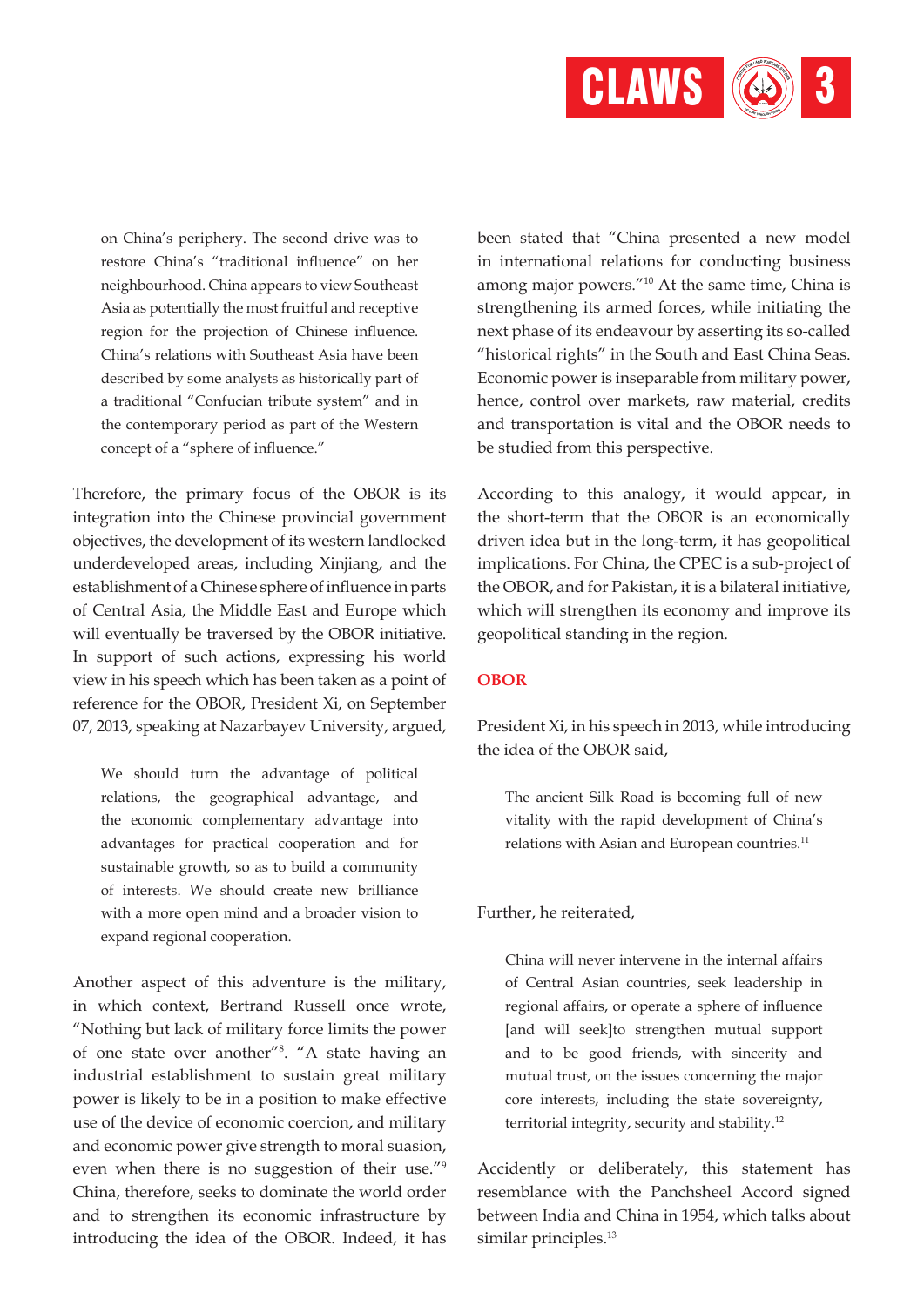> on China's periphery. The second drive was to restore China's "traditional influence" on her neighbourhood. China appears to view Southeast Asia as potentially the most fruitful and receptive region for the projection of Chinese influence. China's relations with Southeast Asia have been described by some analysts as historically part of a traditional "Confucian tribute system" and in the contemporary period as part of the Western concept of a "sphere of influence."

Therefore, the primary focus of the OBOR is its integration into the Chinese provincial government objectives, the development of its western landlocked underdeveloped areas, including Xinjiang, and the establishment of a Chinese sphere of influence in parts of Central Asia, the Middle East and Europe which will eventually be traversed by the OBOR initiative. In support of such actions, expressing his world view in his speech which has been taken as a point of reference for the OBOR, President Xi, on September 07, 2013, speaking at Nazarbayev University, argued,

> We should turn the advantage of political relations, the geographical advantage, and the economic complementary advantage into advantages for practical cooperation and for sustainable growth, so as to build a community of interests. We should create new brilliance with a more open mind and a broader vision to expand regional cooperation.

Another aspect of this adventure is the military, in which context, Bertrand Russell once wrote, "Nothing but lack of military force limits the power of one state over another"[8]. "A state having an industrial establishment to sustain great military power is likely to be in a position to make effective use of the device of economic coercion, and military and economic power give strength to moral suasion, even when there is no suggestion of their use."[9] China, therefore, seeks to dominate the world order and to strengthen its economic infrastructure by introducing the idea of the OBOR. Indeed, it has been stated that "China presented a new model in international relations for conducting business among major powers."[10] At the same time, China is strengthening its armed forces, while initiating the next phase of its endeavour by asserting its so-called "historical rights" in the South and East China Seas. Economic power is inseparable from military power, hence, control over markets, raw material, credits and transportation is vital and the OBOR needs to be studied from this perspective.

According to this analogy, it would appear, in the short-term that the OBOR is an economically driven idea but in the long-term, it has geopolitical implications. For China, the CPEC is a sub-project of the OBOR, and for Pakistan, it is a bilateral initiative, which will strengthen its economy and improve its geopolitical standing in the region.

## OBOR

President Xi, in his speech in 2013, while introducing the idea of the OBOR said,

> The ancient Silk Road is becoming full of new vitality with the rapid development of China's relations with Asian and European countries.[11]

Further, he reiterated,

> China will never intervene in the internal affairs of Central Asian countries, seek leadership in regional affairs, or operate a sphere of influence [and will seek]to strengthen mutual support and to be good friends, with sincerity and mutual trust, on the issues concerning the major core interests, including the state sovereignty, territorial integrity, security and stability.[12]

Accidently or deliberately, this statement has resemblance with the Panchsheel Accord signed between India and China in 1954, which talks about similar principles.[13]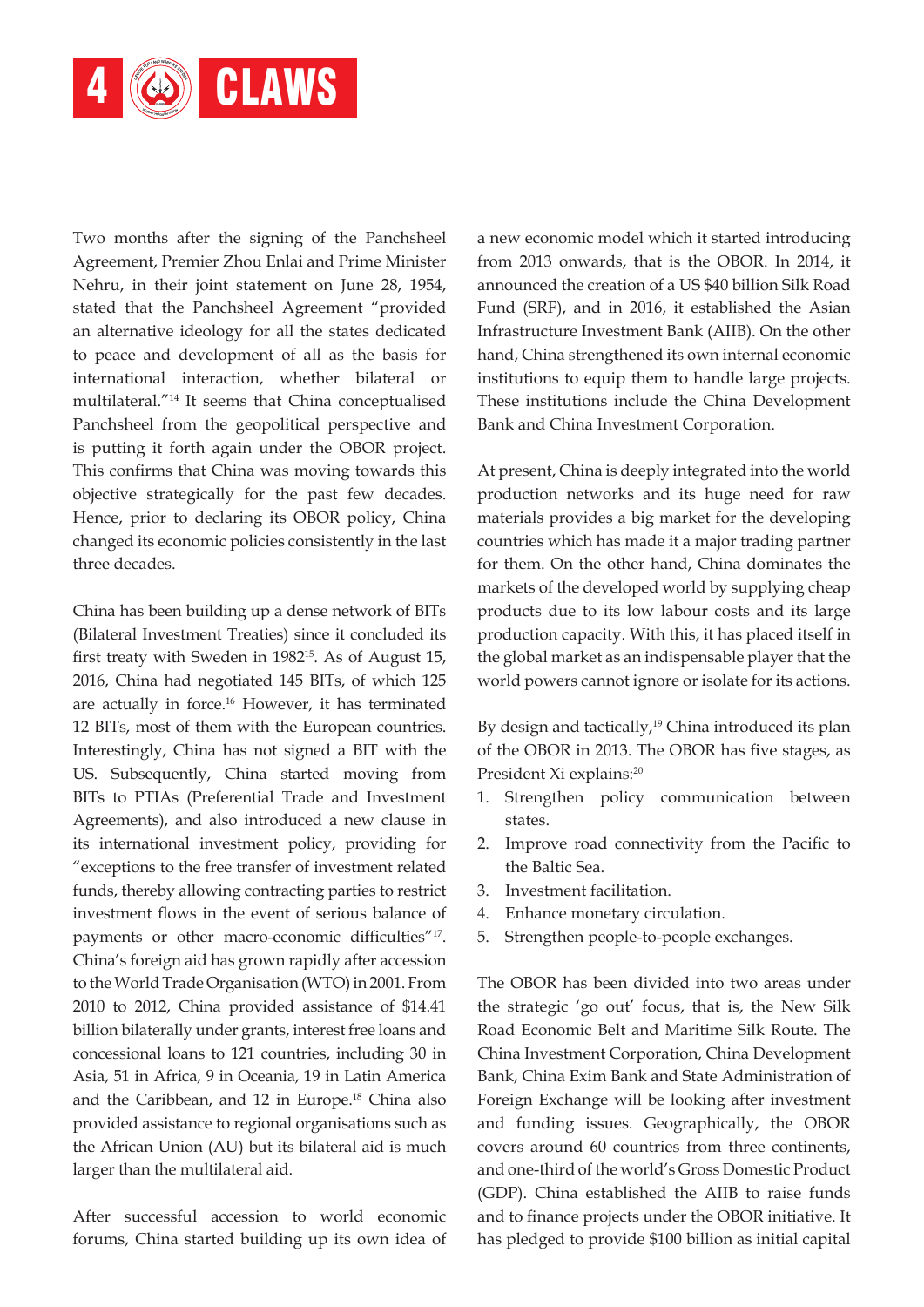Two months after the signing of the Panchsheel Agreement, Premier Zhou Enlai and Prime Minister Nehru, in their joint statement on June 28, 1954, stated that the Panchsheel Agreement "provided an alternative ideology for all the states dedicated to peace and development of all as the basis for international interaction, whether bilateral or multilateral."[14] It seems that China conceptualised Panchsheel from the geopolitical perspective and is putting it forth again under the OBOR project. This confirms that China was moving towards this objective strategically for the past few decades. Hence, prior to declaring its OBOR policy, China changed its economic policies consistently in the last three decades.

China has been building up a dense network of BITs (Bilateral Investment Treaties) since it concluded its first treaty with Sweden in 1982[15]. As of August 15, 2016, China had negotiated 145 BITs, of which 125 are actually in force.[16] However, it has terminated 12 BITs, most of them with the European countries. Interestingly, China has not signed a BIT with the US. Subsequently, China started moving from BITs to PTIAs (Preferential Trade and Investment Agreements), and also introduced a new clause in its international investment policy, providing for "exceptions to the free transfer of investment related funds, thereby allowing contracting parties to restrict investment flows in the event of serious balance of payments or other macro-economic difficulties"[17]. China's foreign aid has grown rapidly after accession to the World Trade Organisation (WTO) in 2001. From 2010 to 2012, China provided assistance of $14.41 billion bilaterally under grants, interest free loans and concessional loans to 121 countries, including 30 in Asia, 51 in Africa, 9 in Oceania, 19 in Latin America and the Caribbean, and 12 in Europe.[18] China also provided assistance to regional organisations such as the African Union (AU) but its bilateral aid is much larger than the multilateral aid.

After successful accession to world economic forums, China started building up its own idea of a new economic model which it started introducing from 2013 onwards, that is the OBOR. In 2014, it announced the creation of a US $40 billion Silk Road Fund (SRF), and in 2016, it established the Asian Infrastructure Investment Bank (AIIB). On the other hand, China strengthened its own internal economic institutions to equip them to handle large projects. These institutions include the China Development Bank and China Investment Corporation.

At present, China is deeply integrated into the world production networks and its huge need for raw materials provides a big market for the developing countries which has made it a major trading partner for them. On the other hand, China dominates the markets of the developed world by supplying cheap products due to its low labour costs and its large production capacity. With this, it has placed itself in the global market as an indispensable player that the world powers cannot ignore or isolate for its actions.

By design and tactically,[19] China introduced its plan of the OBOR in 2013. The OBOR has five stages, as President Xi explains:[20]

1. Strengthen policy communication between states.
2. Improve road connectivity from the Pacific to the Baltic Sea.
3. Investment facilitation.
4. Enhance monetary circulation.
5. Strengthen people-to-people exchanges.

The OBOR has been divided into two areas under the strategic 'go out' focus, that is, the New Silk Road Economic Belt and Maritime Silk Route. The China Investment Corporation, China Development Bank, China Exim Bank and State Administration of Foreign Exchange will be looking after investment and funding issues. Geographically, the OBOR covers around 60 countries from three continents, and one-third of the world's Gross Domestic Product (GDP). China established the AIIB to raise funds and to finance projects under the OBOR initiative. It has pledged to provide $100 billion as initial capital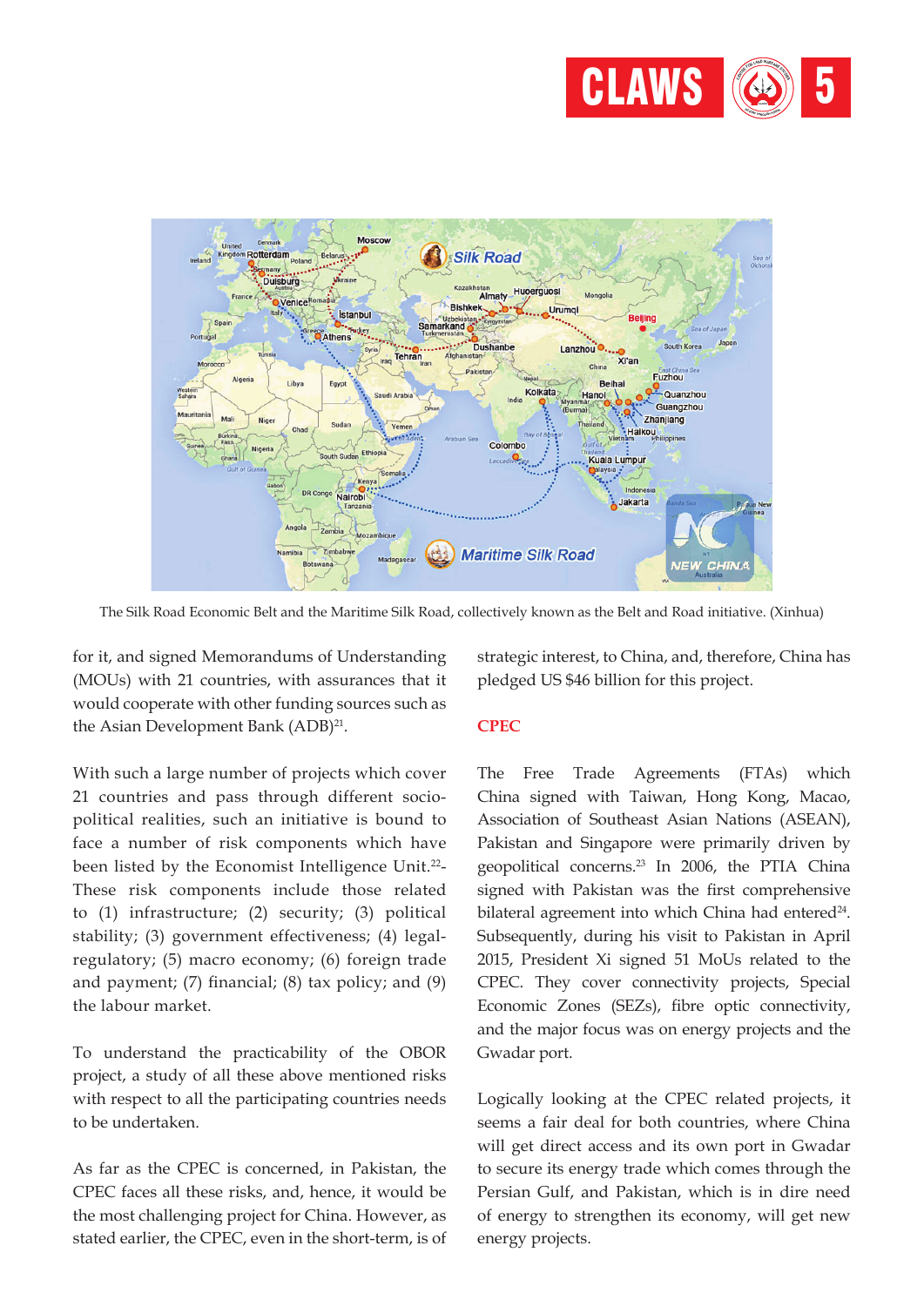The Silk Road Economic Belt and the Maritime Silk Road, collectively known as the Belt and Road initiative. (Xinhua)

for it, and signed Memorandums of Understanding (MOUs) with 21 countries, with assurances that it would cooperate with other funding sources such as the Asian Development Bank (ADB)[21].

With such a large number of projects which cover 21 countries and pass through different socio-political realities, such an initiative is bound to face a number of risk components which have been listed by the Economist Intelligence Unit.[22]- These risk components include those related to (1) infrastructure; (2) security; (3) political stability; (3) government effectiveness; (4) legal-regulatory; (5) macro economy; (6) foreign trade and payment; (7) financial; (8) tax policy; and (9) the labour market.

To understand the practicability of the OBOR project, a study of all these above mentioned risks with respect to all the participating countries needs to be undertaken.

As far as the CPEC is concerned, in Pakistan, the CPEC faces all these risks, and, hence, it would be the most challenging project for China. However, as stated earlier, the CPEC, even in the short-term, is of strategic interest, to China, and, therefore, China has pledged US $46 billion for this project.

## CPEC

The Free Trade Agreements (FTAs) which China signed with Taiwan, Hong Kong, Macao, Association of Southeast Asian Nations (ASEAN), Pakistan and Singapore were primarily driven by geopolitical concerns.[23] In 2006, the PTIA China signed with Pakistan was the first comprehensive bilateral agreement into which China had entered[24]. Subsequently, during his visit to Pakistan in April 2015, President Xi signed 51 MoUs related to the CPEC. They cover connectivity projects, Special Economic Zones (SEZs), fibre optic connectivity, and the major focus was on energy projects and the Gwadar port.

Logically looking at the CPEC related projects, it seems a fair deal for both countries, where China will get direct access and its own port in Gwadar to secure its energy trade which comes through the Persian Gulf, and Pakistan, which is in dire need of energy to strengthen its economy, will get new energy projects.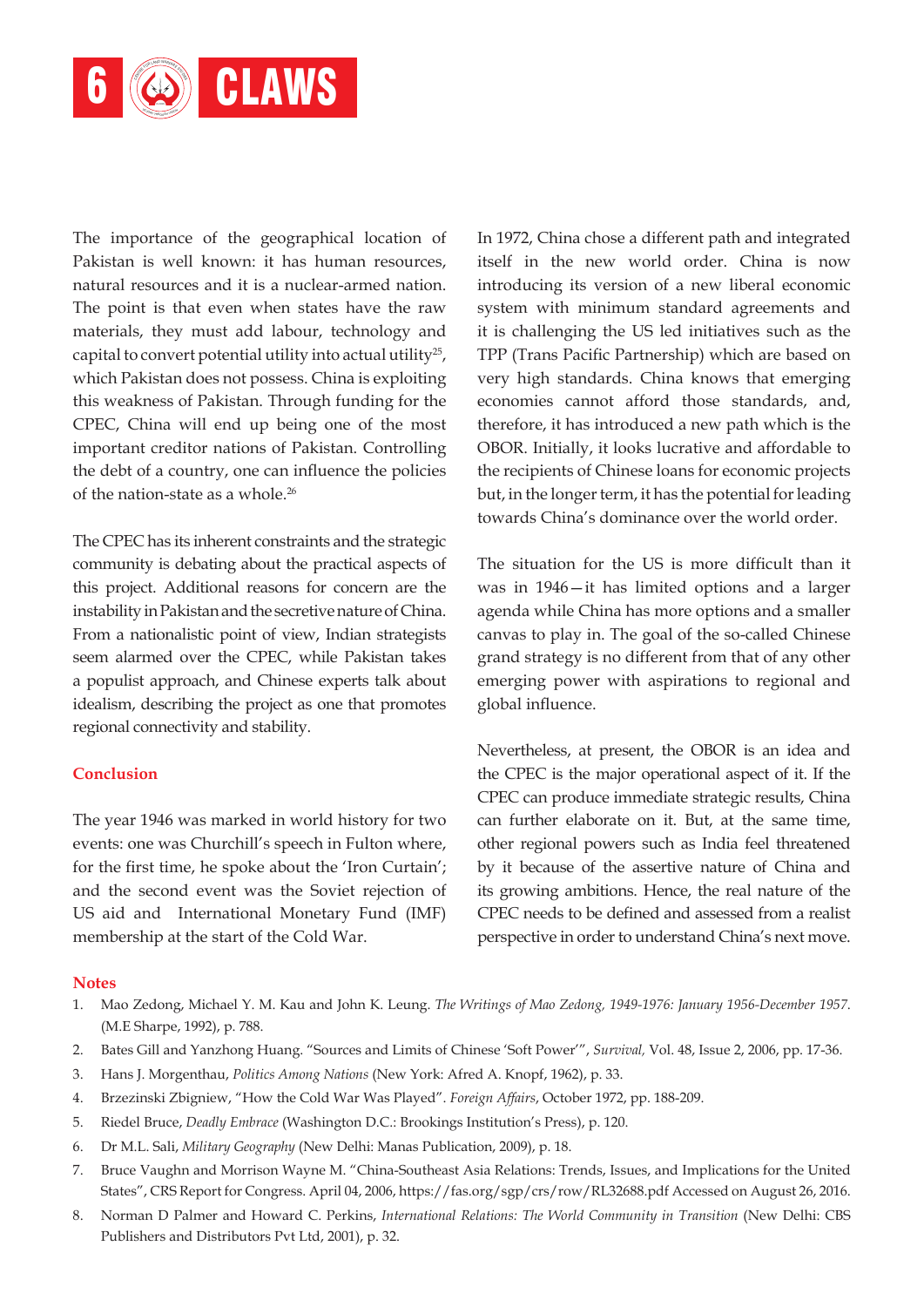The importance of the geographical location of Pakistan is well known: it has human resources, natural resources and it is a nuclear-armed nation. The point is that even when states have the raw materials, they must add labour, technology and capital to convert potential utility into actual utility[25], which Pakistan does not possess. China is exploiting this weakness of Pakistan. Through funding for the CPEC, China will end up being one of the most important creditor nations of Pakistan. Controlling the debt of a country, one can influence the policies of the nation-state as a whole.[26]

The CPEC has its inherent constraints and the strategic community is debating about the practical aspects of this project. Additional reasons for concern are the instability in Pakistan and the secretive nature of China. From a nationalistic point of view, Indian strategists seem alarmed over the CPEC, while Pakistan takes a populist approach, and Chinese experts talk about idealism, describing the project as one that promotes regional connectivity and stability.

## Conclusion

The year 1946 was marked in world history for two events: one was Churchill's speech in Fulton where, for the first time, he spoke about the 'Iron Curtain'; and the second event was the Soviet rejection of US aid and International Monetary Fund (IMF) membership at the start of the Cold War.

In 1972, China chose a different path and integrated itself in the new world order. China is now introducing its version of a new liberal economic system with minimum standard agreements and it is challenging the US led initiatives such as the TPP (Trans Pacific Partnership) which are based on very high standards. China knows that emerging economies cannot afford those standards, and, therefore, it has introduced a new path which is the OBOR. Initially, it looks lucrative and affordable to the recipients of Chinese loans for economic projects but, in the longer term, it has the potential for leading towards China's dominance over the world order.

The situation for the US is more difficult than it was in 1946—it has limited options and a larger agenda while China has more options and a smaller canvas to play in. The goal of the so-called Chinese grand strategy is no different from that of any other emerging power with aspirations to regional and global influence.

Nevertheless, at present, the OBOR is an idea and the CPEC is the major operational aspect of it. If the CPEC can produce immediate strategic results, China can further elaborate on it. But, at the same time, other regional powers such as India feel threatened by it because of the assertive nature of China and its growing ambitions. Hence, the real nature of the CPEC needs to be defined and assessed from a realist perspective in order to understand China's next move.

### Notes

1. Mao Zedong, Michael Y. M. Kau and John K. Leung. *The Writings of Mao Zedong, 1949-1976: January 1956-December 1957*. (M.E Sharpe, 1992), p. 788.
2. Bates Gill and Yanzhong Huang. "Sources and Limits of Chinese 'Soft Power'", *Survival,* Vol. 48, Issue 2, 2006, pp. 17-36.
3. Hans J. Morgenthau, *Politics Among Nations* (New York: Afred A. Knopf, 1962), p. 33.
4. Brzezinski Zbigniew, "How the Cold War Was Played". *Foreign Affairs*, October 1972, pp. 188-209.
5. Riedel Bruce, *Deadly Embrace* (Washington D.C.: Brookings Institution's Press), p. 120.
6. Dr M.L. Sali, *Military Geography* (New Delhi: Manas Publication, 2009), p. 18.
7. Bruce Vaughn and Morrison Wayne M. "China-Southeast Asia Relations: Trends, Issues, and Implications for the United States", CRS Report for Congress. April 04, 2006, https://fas.org/sgp/crs/row/RL32688.pdf Accessed on August 26, 2016.
8. Norman D Palmer and Howard C. Perkins, *International Relations: The World Community in Transition* (New Delhi: CBS Publishers and Distributors Pvt Ltd, 2001), p. 32.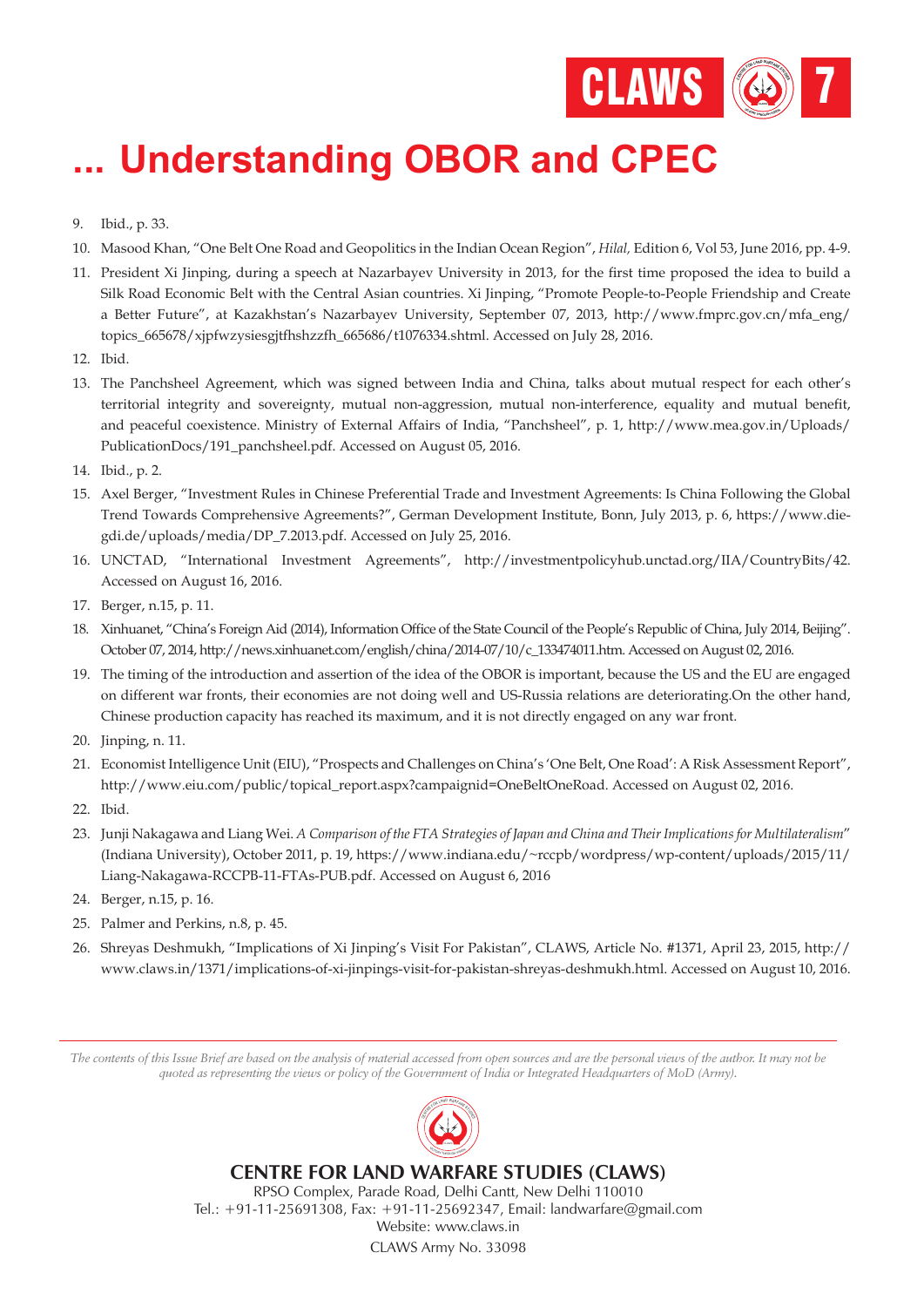# ... Understanding OBOR and CPEC

9. Ibid., p. 33.
10. Masood Khan, "One Belt One Road and Geopolitics in the Indian Ocean Region", *Hilal,* Edition 6, Vol 53, June 2016, pp. 4-9.
11. President Xi Jinping, during a speech at Nazarbayev University in 2013, for the first time proposed the idea to build a Silk Road Economic Belt with the Central Asian countries. Xi Jinping, "Promote People-to-People Friendship and Create a Better Future", at Kazakhstan's Nazarbayev University, September 07, 2013, http://www.fmprc.gov.cn/mfa_eng/topics_665678/xjpfwzysiesgjtfhshzzfh_665686/t1076334.shtml. Accessed on July 28, 2016.
12. Ibid.
13. The Panchsheel Agreement, which was signed between India and China, talks about mutual respect for each other's territorial integrity and sovereignty, mutual non-aggression, mutual non-interference, equality and mutual benefit, and peaceful coexistence. Ministry of External Affairs of India, "Panchsheel", p. 1, http://www.mea.gov.in/Uploads/PublicationDocs/191_panchsheel.pdf. Accessed on August 05, 2016.
14. Ibid., p. 2.
15. Axel Berger, "Investment Rules in Chinese Preferential Trade and Investment Agreements: Is China Following the Global Trend Towards Comprehensive Agreements?", German Development Institute, Bonn, July 2013, p. 6, https://www.die-gdi.de/uploads/media/DP_7.2013.pdf. Accessed on July 25, 2016.
16. UNCTAD, "International Investment Agreements", http://investmentpolicyhub.unctad.org/IIA/CountryBits/42. Accessed on August 16, 2016.
17. Berger, n.15, p. 11.
18. Xinhuanet, "China's Foreign Aid (2014), Information Office of the State Council of the People's Republic of China, July 2014, Beijing". October 07, 2014, http://news.xinhuanet.com/english/china/2014-07/10/c_133474011.htm. Accessed on August 02, 2016.
19. The timing of the introduction and assertion of the idea of the OBOR is important, because the US and the EU are engaged on different war fronts, their economies are not doing well and US-Russia relations are deteriorating.On the other hand, Chinese production capacity has reached its maximum, and it is not directly engaged on any war front.
20. Jinping, n. 11.
21. Economist Intelligence Unit (EIU), "Prospects and Challenges on China's 'One Belt, One Road': A Risk Assessment Report", http://www.eiu.com/public/topical_report.aspx?campaignid=OneBeltOneRoad. Accessed on August 02, 2016.
22. Ibid.
23. Junji Nakagawa and Liang Wei. *A Comparison of the FTA Strategies of Japan and China and Their Implications for Multilateralism*" (Indiana University), October 2011, p. 19, https://www.indiana.edu/~rccpb/wordpress/wp-content/uploads/2015/11/Liang-Nakagawa-RCCPB-11-FTAs-PUB.pdf. Accessed on August 6, 2016
24. Berger, n.15, p. 16.
25. Palmer and Perkins, n.8, p. 45.
26. Shreyas Deshmukh, "Implications of Xi Jinping's Visit For Pakistan", CLAWS, Article No. #1371, April 23, 2015, http://www.claws.in/1371/implications-of-xi-jinpings-visit-for-pakistan-shreyas-deshmukh.html. Accessed on August 10, 2016.

*The contents of this Issue Brief are based on the analysis of material accessed from open sources and are the personal views of the author. It may not be quoted as representing the views or policy of the Government of India or Integrated Headquarters of MoD (Army).*

**CENTRE FOR LAND WARFARE STUDIES (CLAWS)**
RPSO Complex, Parade Road, Delhi Cantt, New Delhi 110010
Tel.: +91-11-25691308, Fax: +91-11-25692347, Email: landwarfare@gmail.com
Website: www.claws.in
CLAWS Army No. 33098